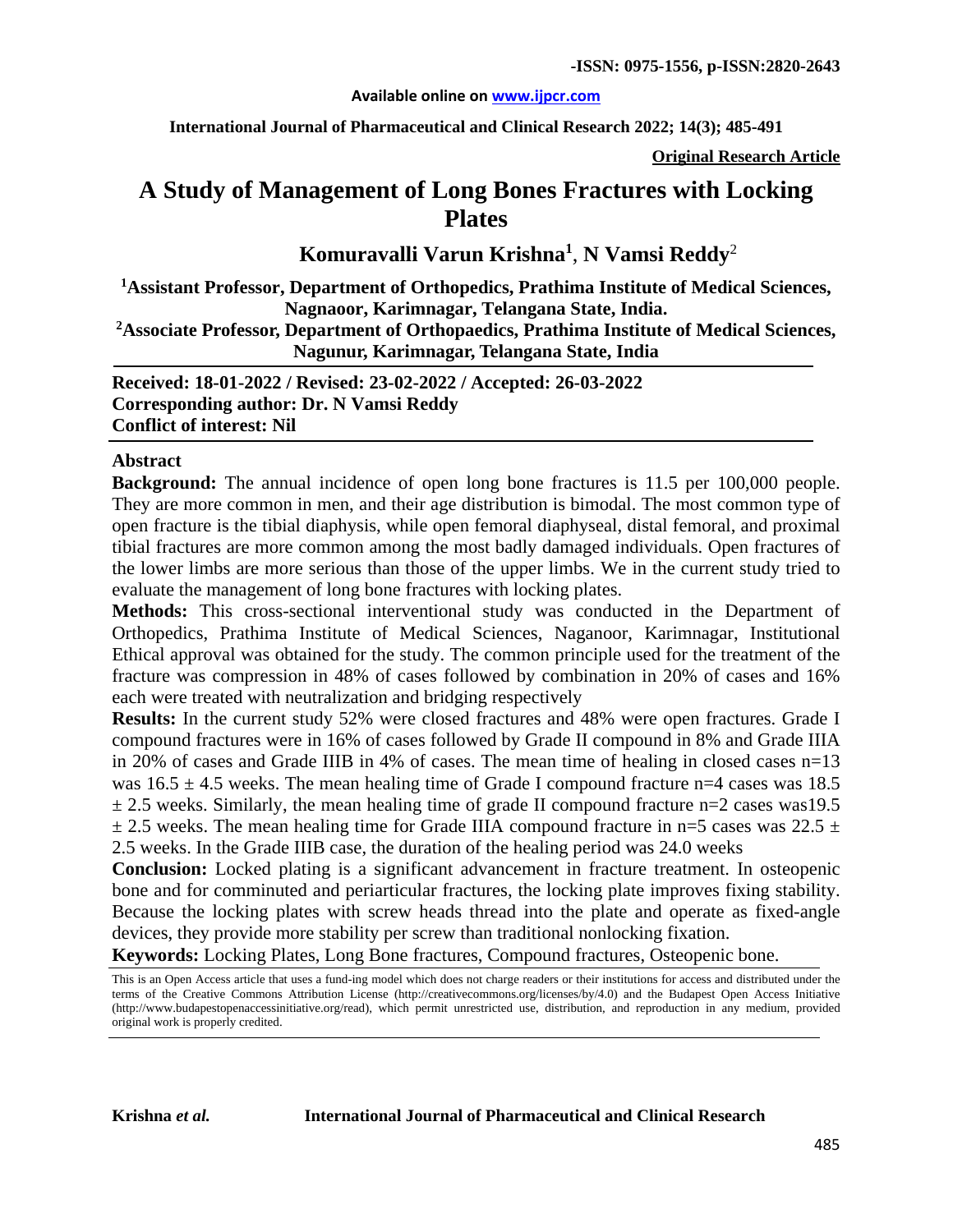**-ISSN: 0975-1556, p-ISSN:2820-2643**

**Available online on www.ijpcr.com**

**International Journal of Pharmaceutical and Clinical Research 2022; 14(3); 485-491**

**Original Research Article**

# A Study of Management of Long Bones Fractures with Locking Plates

**Komuravalli Varun Krishna[1], N Vamsi Reddy[2]**

**[1]Assistant Professor, Department of Orthopedics, Prathima Institute of Medical Sciences, Nagnaoor, Karimnagar, Telangana State, India.**
**[2]Associate Professor, Department of Orthopaedics, Prathima Institute of Medical Sciences, Nagunur, Karimnagar, Telangana State, India**

**Received: 18-01-2022 / Revised: 23-02-2022 / Accepted: 26-03-2022**
**Corresponding author: Dr. N Vamsi Reddy**
**Conflict of interest: Nil**

## Abstract

**Background:** The annual incidence of open long bone fractures is 11.5 per 100,000 people. They are more common in men, and their age distribution is bimodal. The most common type of open fracture is the tibial diaphysis, while open femoral diaphyseal, distal femoral, and proximal tibial fractures are more common among the most badly damaged individuals. Open fractures of the lower limbs are more serious than those of the upper limbs. We in the current study tried to evaluate the management of long bone fractures with locking plates.

**Methods:** This cross-sectional interventional study was conducted in the Department of Orthopedics, Prathima Institute of Medical Sciences, Naganoor, Karimnagar, Institutional Ethical approval was obtained for the study. The common principle used for the treatment of the fracture was compression in 48% of cases followed by combination in 20% of cases and 16% each were treated with neutralization and bridging respectively

**Results:** In the current study 52% were closed fractures and 48% were open fractures. Grade I compound fractures were in 16% of cases followed by Grade II compound in 8% and Grade IIIA in 20% of cases and Grade IIIB in 4% of cases. The mean time of healing in closed cases n=13 was 16.5 ± 4.5 weeks. The mean healing time of Grade I compound fracture n=4 cases was 18.5 ± 2.5 weeks. Similarly, the mean healing time of grade II compound fracture n=2 cases was19.5 ± 2.5 weeks. The mean healing time for Grade IIIA compound fracture in n=5 cases was 22.5 ± 2.5 weeks. In the Grade IIIB case, the duration of the healing period was 24.0 weeks

**Conclusion:** Locked plating is a significant advancement in fracture treatment. In osteopenic bone and for comminuted and periarticular fractures, the locking plate improves fixing stability. Because the locking plates with screw heads thread into the plate and operate as fixed-angle devices, they provide more stability per screw than traditional nonlocking fixation.

**Keywords:** Locking Plates, Long Bone fractures, Compound fractures, Osteopenic bone.

This is an Open Access article that uses a fund-ing model which does not charge readers or their institutions for access and distributed under the terms of the Creative Commons Attribution License (http://creativecommons.org/licenses/by/4.0) and the Budapest Open Access Initiative (http://www.budapestopenaccessinitiative.org/read), which permit unrestricted use, distribution, and reproduction in any medium, provided original work is properly credited.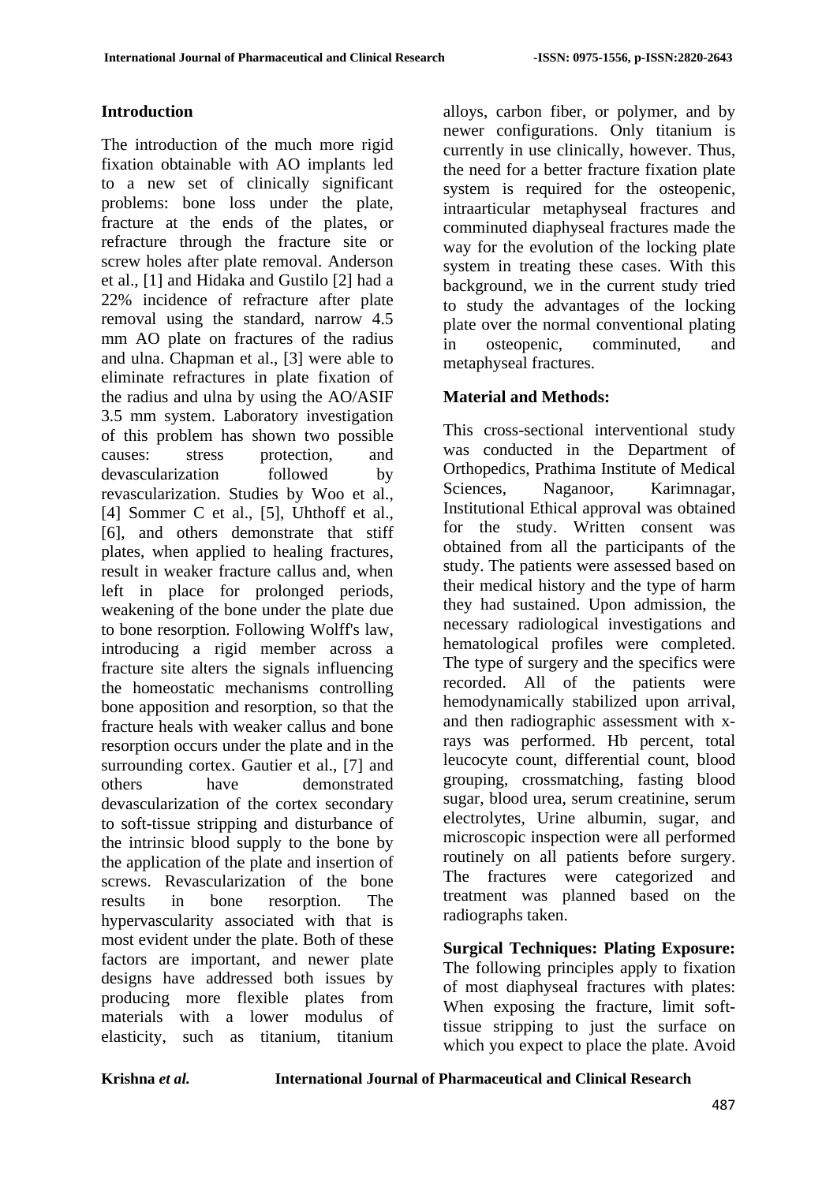## Introduction

The introduction of the much more rigid fixation obtainable with AO implants led to a new set of clinically significant problems: bone loss under the plate, fracture at the ends of the plates, or refracture through the fracture site or screw holes after plate removal. Anderson et al., [1] and Hidaka and Gustilo [2] had a 22% incidence of refracture after plate removal using the standard, narrow 4.5 mm AO plate on fractures of the radius and ulna. Chapman et al., [3] were able to eliminate refractures in plate fixation of the radius and ulna by using the AO/ASIF 3.5 mm system. Laboratory investigation of this problem has shown two possible causes: stress protection, and devascularization followed by revascularization. Studies by Woo et al., [4] Sommer C et al., [5], Uhthoff et al., [6], and others demonstrate that stiff plates, when applied to healing fractures, result in weaker fracture callus and, when left in place for prolonged periods, weakening of the bone under the plate due to bone resorption. Following Wolff's law, introducing a rigid member across a fracture site alters the signals influencing the homeostatic mechanisms controlling bone apposition and resorption, so that the fracture heals with weaker callus and bone resorption occurs under the plate and in the surrounding cortex. Gautier et al., [7] and others have demonstrated devascularization of the cortex secondary to soft-tissue stripping and disturbance of the intrinsic blood supply to the bone by the application of the plate and insertion of screws. Revascularization of the bone results in bone resorption. The hypervascularity associated with that is most evident under the plate. Both of these factors are important, and newer plate designs have addressed both issues by producing more flexible plates from materials with a lower modulus of elasticity, such as titanium, titanium alloys, carbon fiber, or polymer, and by newer configurations. Only titanium is currently in use clinically, however. Thus, the need for a better fracture fixation plate system is required for the osteopenic, intraarticular metaphyseal fractures and comminuted diaphyseal fractures made the way for the evolution of the locking plate system in treating these cases. With this background, we in the current study tried to study the advantages of the locking plate over the normal conventional plating in osteopenic, comminuted, and metaphyseal fractures.

## Material and Methods:

This cross-sectional interventional study was conducted in the Department of Orthopedics, Prathima Institute of Medical Sciences, Naganoor, Karimnagar, Institutional Ethical approval was obtained for the study. Written consent was obtained from all the participants of the study. The patients were assessed based on their medical history and the type of harm they had sustained. Upon admission, the necessary radiological investigations and hematological profiles were completed. The type of surgery and the specifics were recorded. All of the patients were hemodynamically stabilized upon arrival, and then radiographic assessment with x-rays was performed. Hb percent, total leucocyte count, differential count, blood grouping, crossmatching, fasting blood sugar, blood urea, serum creatinine, serum electrolytes, Urine albumin, sugar, and microscopic inspection were all performed routinely on all patients before surgery. The fractures were categorized and treatment was planned based on the radiographs taken.

**Surgical Techniques: Plating Exposure:** The following principles apply to fixation of most diaphyseal fractures with plates: When exposing the fracture, limit soft-tissue stripping to just the surface on which you expect to place the plate. Avoid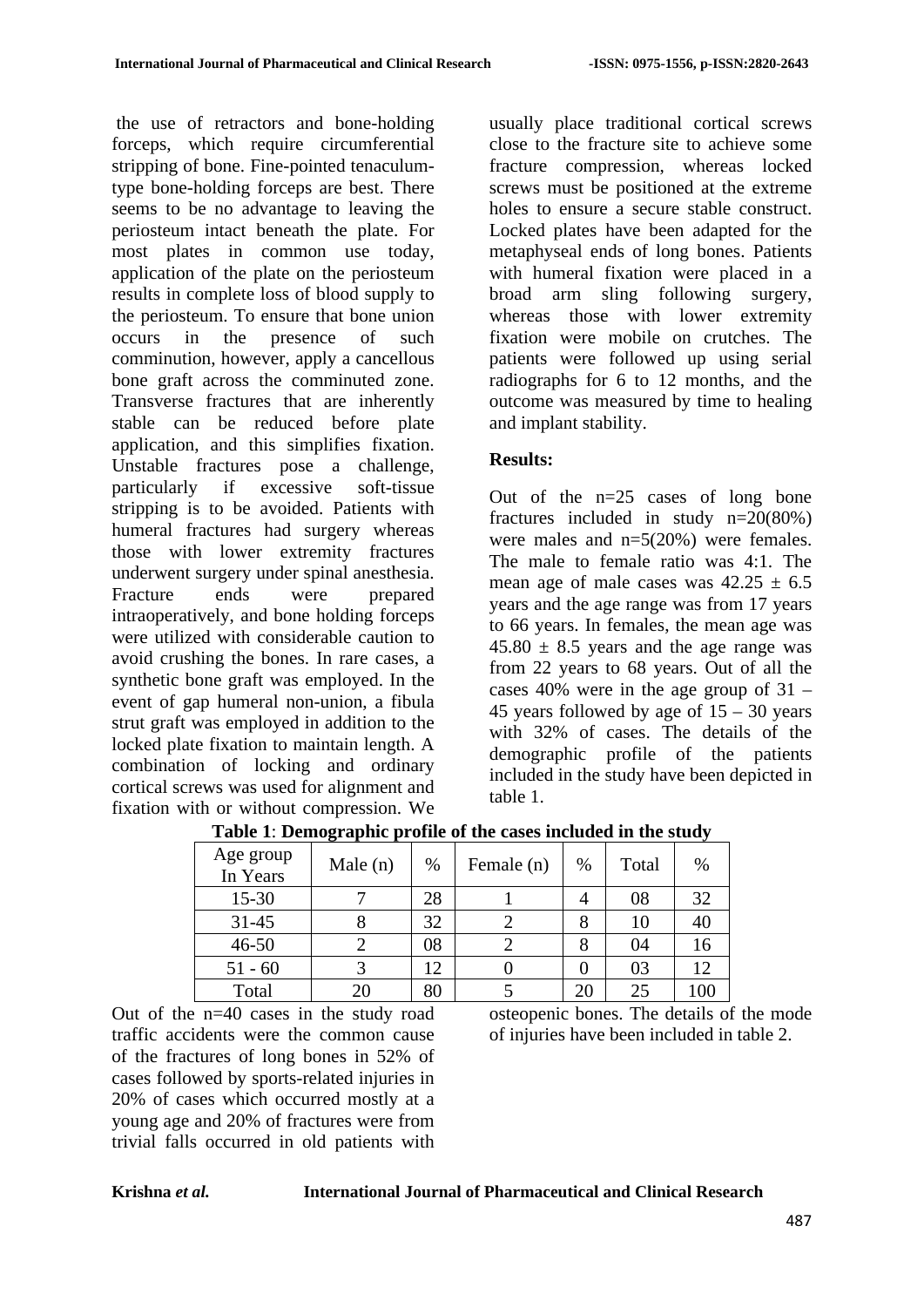the use of retractors and bone-holding forceps, which require circumferential stripping of bone. Fine-pointed tenaculum-type bone-holding forceps are best. There seems to be no advantage to leaving the periosteum intact beneath the plate. For most plates in common use today, application of the plate on the periosteum results in complete loss of blood supply to the periosteum. To ensure that bone union occurs in the presence of such comminution, however, apply a cancellous bone graft across the comminuted zone. Transverse fractures that are inherently stable can be reduced before plate application, and this simplifies fixation. Unstable fractures pose a challenge, particularly if excessive soft-tissue stripping is to be avoided. Patients with humeral fractures had surgery whereas those with lower extremity fractures underwent surgery under spinal anesthesia. Fracture ends were prepared intraoperatively, and bone holding forceps were utilized with considerable caution to avoid crushing the bones. In rare cases, a synthetic bone graft was employed. In the event of gap humeral non-union, a fibula strut graft was employed in addition to the locked plate fixation to maintain length. A combination of locking and ordinary cortical screws was used for alignment and fixation with or without compression. We usually place traditional cortical screws close to the fracture site to achieve some fracture compression, whereas locked screws must be positioned at the extreme holes to ensure a secure stable construct. Locked plates have been adapted for the metaphyseal ends of long bones. Patients with humeral fixation were placed in a broad arm sling following surgery, whereas those with lower extremity fixation were mobile on crutches. The patients were followed up using serial radiographs for 6 to 12 months, and the outcome was measured by time to healing and implant stability.

## Results:

Out of the n=25 cases of long bone fractures included in study n=20(80%) were males and n=5(20%) were females. The male to female ratio was 4:1. The mean age of male cases was 42.25 ± 6.5 years and the age range was from 17 years to 66 years. In females, the mean age was 45.80 ± 8.5 years and the age range was from 22 years to 68 years. Out of all the cases 40% were in the age group of 31 – 45 years followed by age of 15 – 30 years with 32% of cases. The details of the demographic profile of the patients included in the study have been depicted in table 1.

**Table 1**: **Demographic profile of the cases included in the study**

| Age group In Years | Male (n) | % | Female (n) | % | Total | % |
|---|---|---|---|---|---|---|
| 15-30 | 7 | 28 | 1 | 4 | 08 | 32 |
| 31-45 | 8 | 32 | 2 | 8 | 10 | 40 |
| 46-50 | 2 | 08 | 2 | 8 | 04 | 16 |
| 51 - 60 | 3 | 12 | 0 | 0 | 03 | 12 |
| Total | 20 | 80 | 5 | 20 | 25 | 100 |

Out of the n=40 cases in the study road traffic accidents were the common cause of the fractures of long bones in 52% of cases followed by sports-related injuries in 20% of cases which occurred mostly at a young age and 20% of fractures were from trivial falls occurred in old patients with osteopenic bones. The details of the mode of injuries have been included in table 2.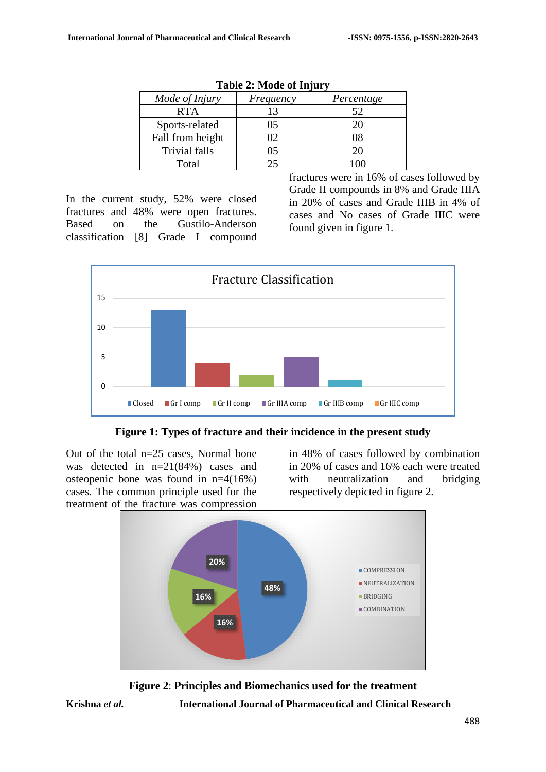**Table 2: Mode of Injury**

| *Mode of Injury* | *Frequency* | *Percentage* |
|---|---|---|
| RTA | 13 | 52 |
| Sports-related | 05 | 20 |
| Fall from height | 02 | 08 |
| Trivial falls | 05 | 20 |
| Total | 25 | 100 |

In the current study, 52% were closed fractures and 48% were open fractures. Based on the Gustilo-Anderson classification [8] Grade I compound fractures were in 16% of cases followed by Grade II compounds in 8% and Grade IIIA in 20% of cases and Grade IIIB in 4% of cases and No cases of Grade IIIC were found given in figure 1.

**Figure 1: Types of fracture and their incidence in the present study**

Out of the total n=25 cases, Normal bone was detected in n=21(84%) cases and osteopenic bone was found in n=4(16%) cases. The common principle used for the treatment of the fracture was compression in 48% of cases followed by combination in 20% of cases and 16% each were treated with neutralization and bridging respectively depicted in figure 2.

**Figure 2**: **Principles and Biomechanics used for the treatment**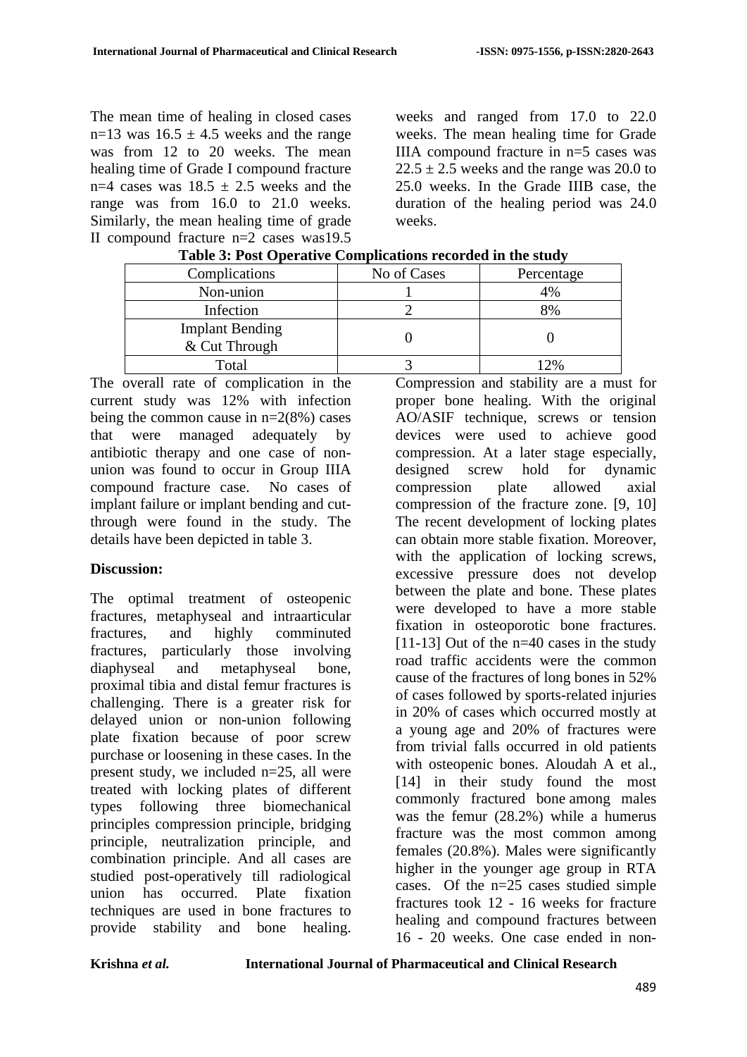The mean time of healing in closed cases n=13 was 16.5 ± 4.5 weeks and the range was from 12 to 20 weeks. The mean healing time of Grade I compound fracture n=4 cases was 18.5 ± 2.5 weeks and the range was from 16.0 to 21.0 weeks. Similarly, the mean healing time of grade II compound fracture n=2 cases was19.5 weeks and ranged from 17.0 to 22.0 weeks. The mean healing time for Grade IIIA compound fracture in n=5 cases was 22.5 ± 2.5 weeks and the range was 20.0 to 25.0 weeks. In the Grade IIIB case, the duration of the healing period was 24.0 weeks.

**Table 3: Post Operative Complications recorded in the study**

| Complications | No of Cases | Percentage |
|---|---|---|
| Non-union | 1 | 4% |
| Infection | 2 | 8% |
| Implant Bending & Cut Through | 0 | 0 |
| Total | 3 | 12% |

The overall rate of complication in the current study was 12% with infection being the common cause in n=2(8%) cases that were managed adequately by antibiotic therapy and one case of non-union was found to occur in Group IIIA compound fracture case. No cases of implant failure or implant bending and cut-through were found in the study. The details have been depicted in table 3.

**Discussion:**

The optimal treatment of osteopenic fractures, metaphyseal and intraarticular fractures, and highly comminuted fractures, particularly those involving diaphyseal and metaphyseal bone, proximal tibia and distal femur fractures is challenging. There is a greater risk for delayed union or non-union following plate fixation because of poor screw purchase or loosening in these cases. In the present study, we included n=25, all were treated with locking plates of different types following three biomechanical principles compression principle, bridging principle, neutralization principle, and combination principle. And all cases are studied post-operatively till radiological union has occurred. Plate fixation techniques are used in bone fractures to provide stability and bone healing. Compression and stability are a must for proper bone healing. With the original AO/ASIF technique, screws or tension devices were used to achieve good compression. At a later stage especially, designed screw hold for dynamic compression plate allowed axial compression of the fracture zone. [9, 10] The recent development of locking plates can obtain more stable fixation. Moreover, with the application of locking screws, excessive pressure does not develop between the plate and bone. These plates were developed to have a more stable fixation in osteoporotic bone fractures. [11-13] Out of the n=40 cases in the study road traffic accidents were the common cause of the fractures of long bones in 52% of cases followed by sports-related injuries in 20% of cases which occurred mostly at a young age and 20% of fractures were from trivial falls occurred in old patients with osteopenic bones. Aloudah A et al., [14] in their study found the most commonly fractured bone among males was the femur (28.2%) while a humerus fracture was the most common among females (20.8%). Males were significantly higher in the younger age group in RTA cases. Of the n=25 cases studied simple fractures took 12 - 16 weeks for fracture healing and compound fractures between 16 - 20 weeks. One case ended in non-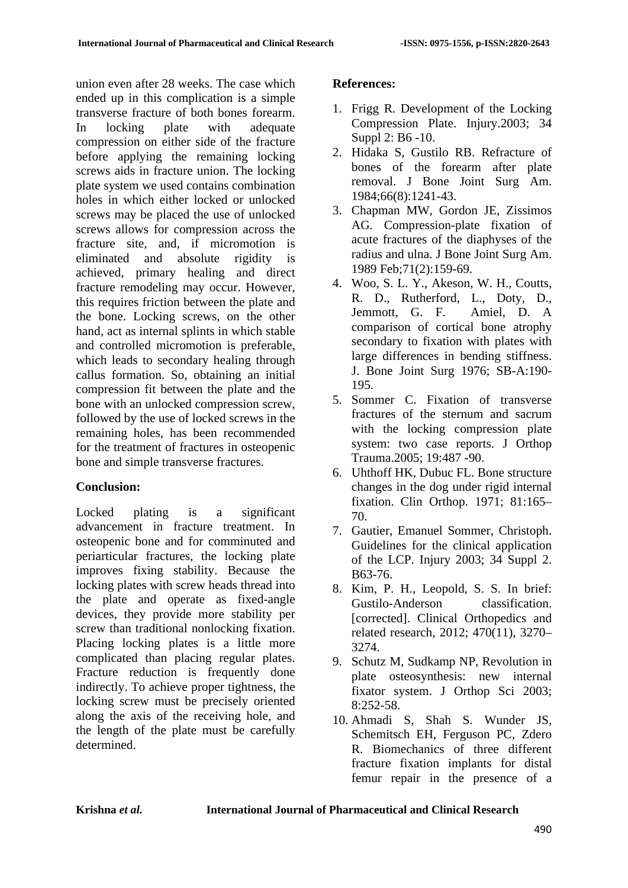union even after 28 weeks. The case which ended up in this complication is a simple transverse fracture of both bones forearm. In locking plate with adequate compression on either side of the fracture before applying the remaining locking screws aids in fracture union. The locking plate system we used contains combination holes in which either locked or unlocked screws may be placed the use of unlocked screws allows for compression across the fracture site, and, if micromotion is eliminated and absolute rigidity is achieved, primary healing and direct fracture remodeling may occur. However, this requires friction between the plate and the bone. Locking screws, on the other hand, act as internal splints in which stable and controlled micromotion is preferable, which leads to secondary healing through callus formation. So, obtaining an initial compression fit between the plate and the bone with an unlocked compression screw, followed by the use of locked screws in the remaining holes, has been recommended for the treatment of fractures in osteopenic bone and simple transverse fractures.

**Conclusion:**

Locked plating is a significant advancement in fracture treatment. In osteopenic bone and for comminuted and periarticular fractures, the locking plate improves fixing stability. Because the locking plates with screw heads thread into the plate and operate as fixed-angle devices, they provide more stability per screw than traditional nonlocking fixation. Placing locking plates is a little more complicated than placing regular plates. Fracture reduction is frequently done indirectly. To achieve proper tightness, the locking screw must be precisely oriented along the axis of the receiving hole, and the length of the plate must be carefully determined.

**References:**

1. Frigg R. Development of the Locking Compression Plate. Injury.2003; 34 Suppl 2: B6 -10.
2. Hidaka S, Gustilo RB. Refracture of bones of the forearm after plate removal. J Bone Joint Surg Am. 1984;66(8):1241-43.
3. Chapman MW, Gordon JE, Zissimos AG. Compression-plate fixation of acute fractures of the diaphyses of the radius and ulna. J Bone Joint Surg Am. 1989 Feb;71(2):159-69.
4. Woo, S. L. Y., Akeson, W. H., Coutts, R. D., Rutherford, L., Doty, D., Jemmott, G. F. Amiel, D. A comparison of cortical bone atrophy secondary to fixation with plates with large differences in bending stiffness. J. Bone Joint Surg 1976; SB-A:190-195.
5. Sommer C. Fixation of transverse fractures of the sternum and sacrum with the locking compression plate system: two case reports. J Orthop Trauma.2005; 19:487 -90.
6. Uhthoff HK, Dubuc FL. Bone structure changes in the dog under rigid internal fixation. Clin Orthop. 1971; 81:165–70.
7. Gautier, Emanuel Sommer, Christoph. Guidelines for the clinical application of the LCP. Injury 2003; 34 Suppl 2. B63-76.
8. Kim, P. H., Leopold, S. S. In brief: Gustilo-Anderson classification. [corrected]. Clinical Orthopedics and related research, 2012; 470(11), 3270–3274.
9. Schutz M, Sudkamp NP, Revolution in plate osteosynthesis: new internal fixator system. J Orthop Sci 2003; 8:252-58.
10. Ahmadi S, Shah S. Wunder JS, Schemitsch EH, Ferguson PC, Zdero R. Biomechanics of three different fracture fixation implants for distal femur repair in the presence of a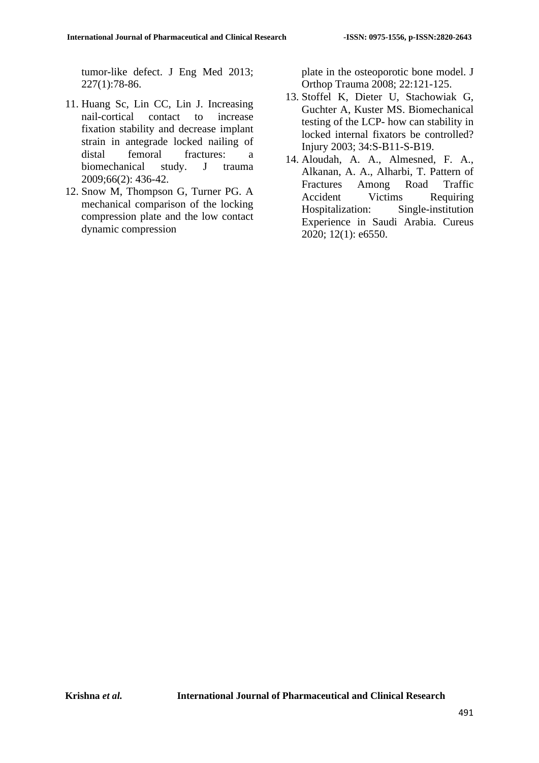tumor-like defect. J Eng Med 2013; 227(1):78-86.

11. Huang Sc, Lin CC, Lin J. Increasing nail-cortical contact to increase fixation stability and decrease implant strain in antegrade locked nailing of distal femoral fractures: a biomechanical study. J trauma 2009;66(2): 436-42.
12. Snow M, Thompson G, Turner PG. A mechanical comparison of the locking compression plate and the low contact dynamic compression plate in the osteoporotic bone model. J Orthop Trauma 2008; 22:121-125.
13. Stoffel K, Dieter U, Stachowiak G, Guchter A, Kuster MS. Biomechanical testing of the LCP- how can stability in locked internal fixators be controlled? Injury 2003; 34:S-B11-S-B19.
14. Aloudah, A. A., Almesned, F. A., Alkanan, A. A., Alharbi, T. Pattern of Fractures Among Road Traffic Accident Victims Requiring Hospitalization: Single-institution Experience in Saudi Arabia. Cureus 2020; 12(1): e6550.